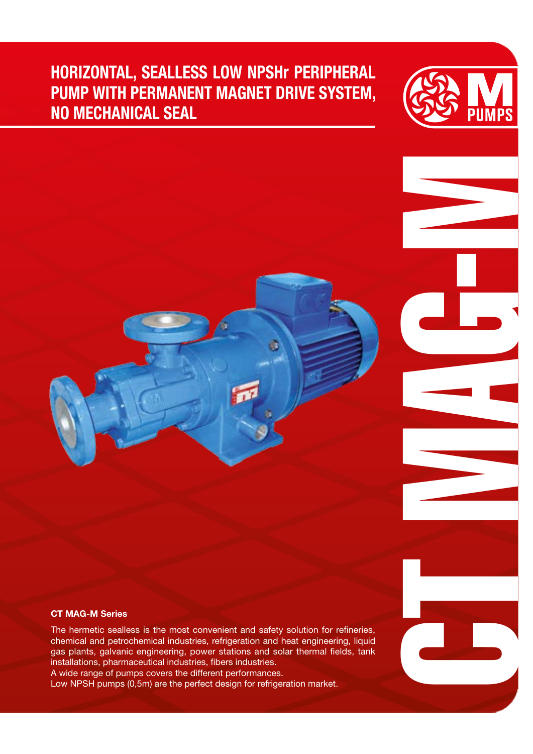# HORIZONTAL, SEALLESS LOW NPSHr PERIPHERAL PUMP WITH PERMANENT MAGNET DRIVE SYSTEM, NO MECHANICAL SEAL

M PUMPS

CT MAG-M

**CT MAG-M Series**

The hermetic sealless is the most convenient and safety solution for refineries, chemical and petrochemical industries, refrigeration and heat engineering, liquid gas plants, galvanic engineering, power stations and solar thermal fields, tank installations, pharmaceutical industries, fibers industries.
A wide range of pumps covers the different performances.
Low NPSH pumps (0,5m) are the perfect design for refrigeration market.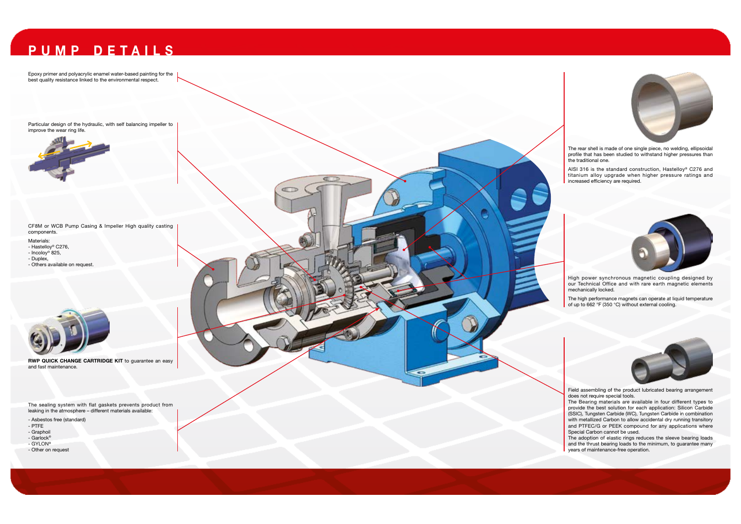# PUMP DETAILS

Epoxy primer and polyacrylic enamel water-based painting for the best quality resistance linked to the environmental respect.

Particular design of the hydraulic, with self balancing impeller to improve the wear ring life.

CF8M or WCB Pump Casing & Impeller High quality casting components.

Materials:
- Hastelloy® C276,
- Incoloy® 825,
- Duplex,
- Others available on request.

**RWP QUICK CHANGE CARTRIDGE KIT** to guarantee an easy and fast maintenance.

The sealing system with flat gaskets prevents product from leaking in the atmosphere – different materials available:

- Asbestos free (standard)
- PTFE
- Graphoil
- Garlock®
- GYLON®
- Other on request

The rear shell is made of one single piece, no welding, ellipsoidal profile that has been studied to withstand higher pressures than the traditional one.

AISI 316 is the standard construction, Hastelloy® C276 and titanium alloy upgrade when higher pressure ratings and increased efficiency are required.

High power synchronous magnetic coupling designed by our Technical Office and with rare earth magnetic elements mechanically locked.

The high performance magnets can operate at liquid temperature of up to 662 °F (350 °C) without external cooling.

Field assembling of the product lubricated bearing arrangement does not require special tools.
The Bearing materials are available in four different types to provide the best solution for each application: Silicon Carbide (SSiC), Tungsten Carbide (WC), Tungsten Carbide in combination with metallized Carbon to allow accidental dry running transitory and PTFEC/G or PEEK compound for any applications where Special Carbon cannot be used.
The adoption of elastic rings reduces the sleeve bearing loads and the thrust bearing loads to the minimum, to guarantee many years of maintenance-free operation.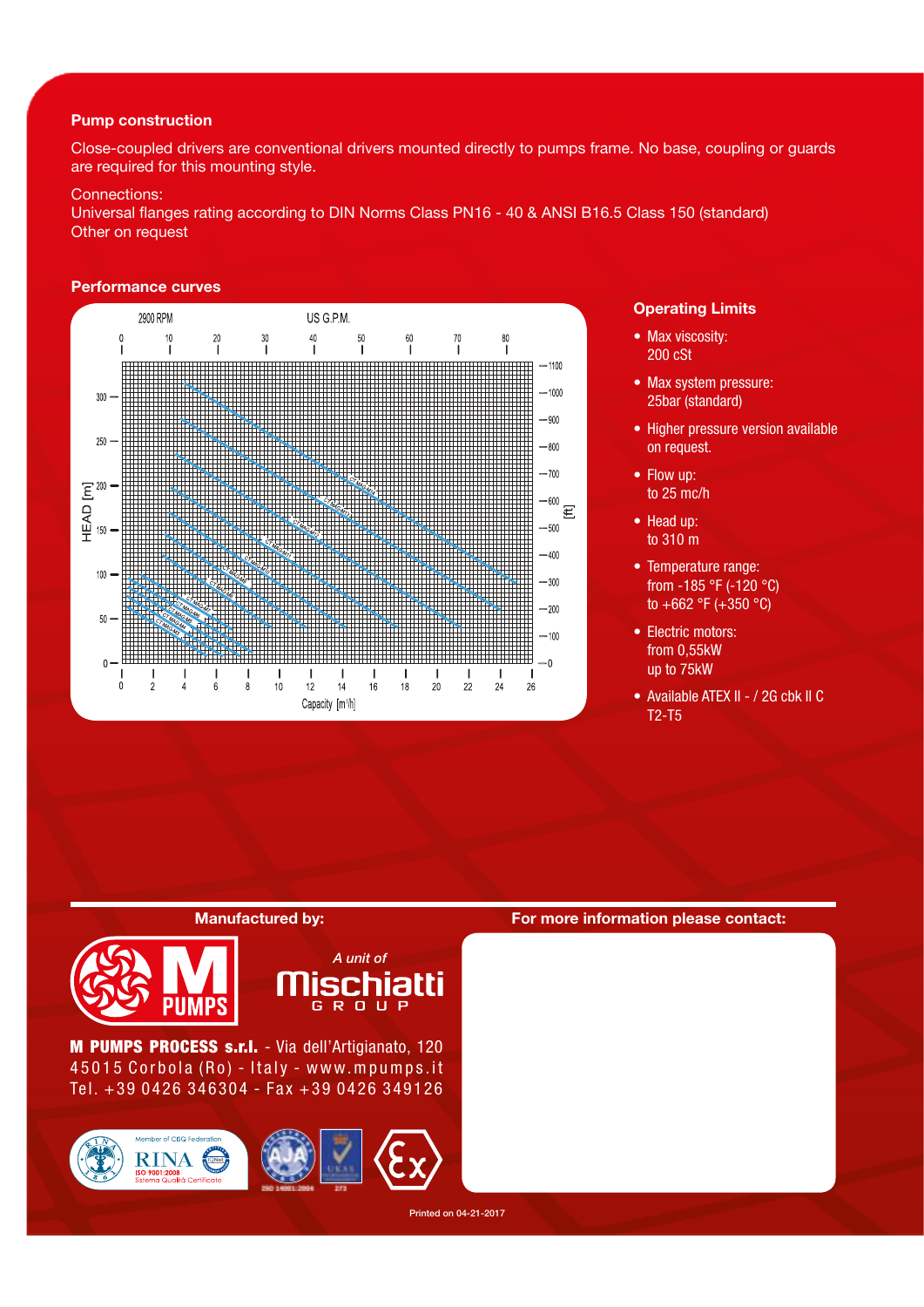## Pump construction

Close-coupled drivers are conventional drivers mounted directly to pumps frame. No base, coupling or guards are required for this mounting style.

Connections:
Universal flanges rating according to DIN Norms Class PN16 - 40 & ANSI B16.5 Class 150 (standard)
Other on request

## Performance curves

2900 RPM

US G.P.M.

0 10 20 30 40 50 60 70 80

HEAD [m]

300 250 200 150 100 50 0

[ft]

1100 1000 900 800 700 600 500 400 300 200 100 0

0 2 4 6 8 10 12 14 16 18 20 22 24 26

Capacity [m³/h]

## Operating Limits

- Max viscosity: 200 cSt
- Max system pressure: 25bar (standard)
- Higher pressure version available on request.
- Flow up: to 25 mc/h
- Head up: to 310 m
- Temperature range: from -185 °F (-120 °C) to +662 °F (+350 °C)
- Electric motors: from 0,55kW up to 75kW
- Available ATEX II - / 2G cbk II C T2-T5

**Manufactured by:**

M PUMPS

*A unit of* Mischiatti GROUP

**M PUMPS PROCESS s.r.l.** - Via dell'Artigianato, 120
45015 Corbola (Ro) - Italy - www.mpumps.it
Tel. +39 0426 346304 - Fax +39 0426 349126

Member of CISQ Federation RINA ISO 9001:2008 Sistema Qualità Certificato

ISO 14001:2004

**For more information please contact:**

Printed on 04-21-2017